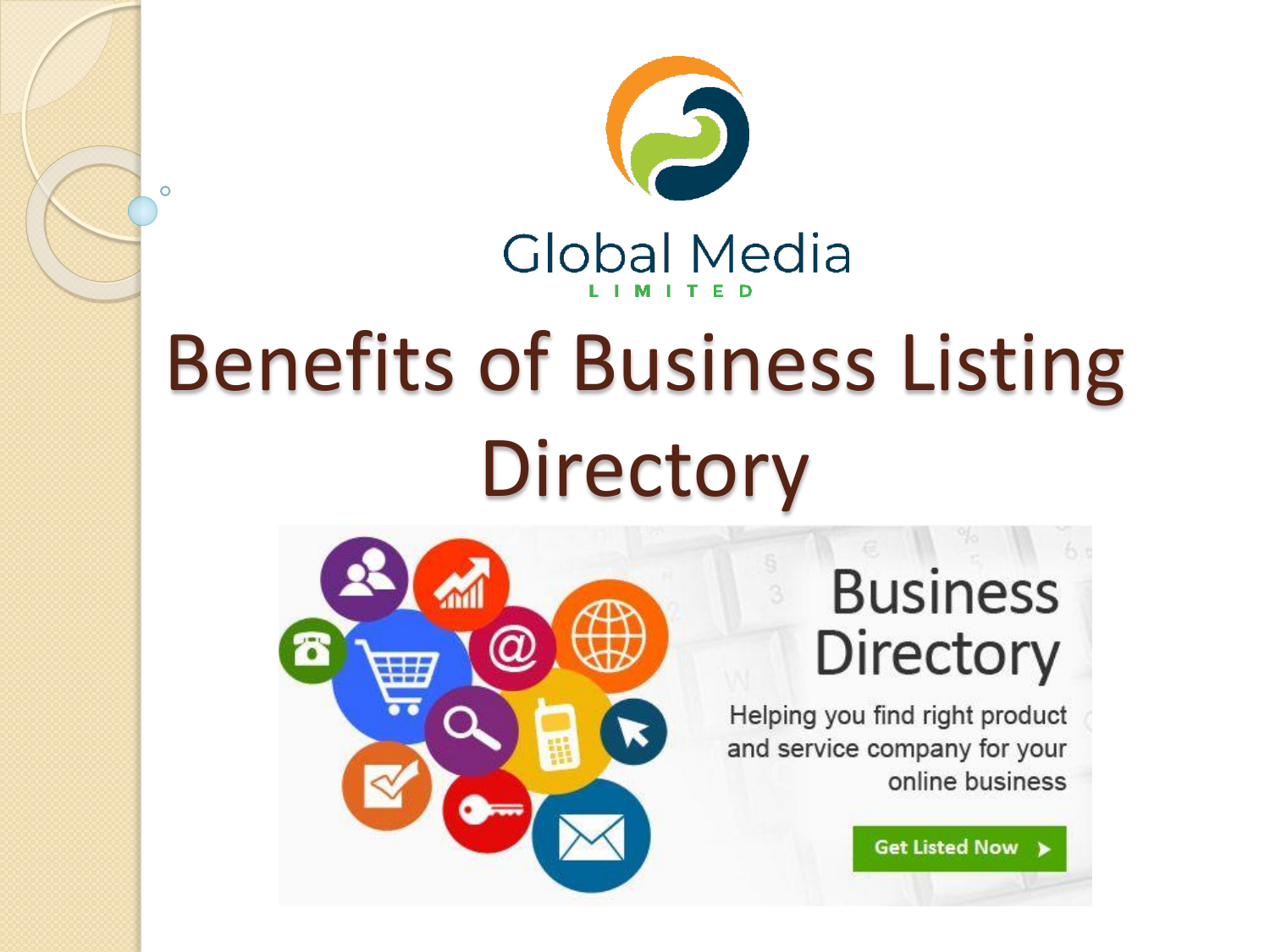Global Media

LIMITED

# Benefits of Business Listing Directory

Business Directory

Helping you find right product and service company for your online business

Get Listed Now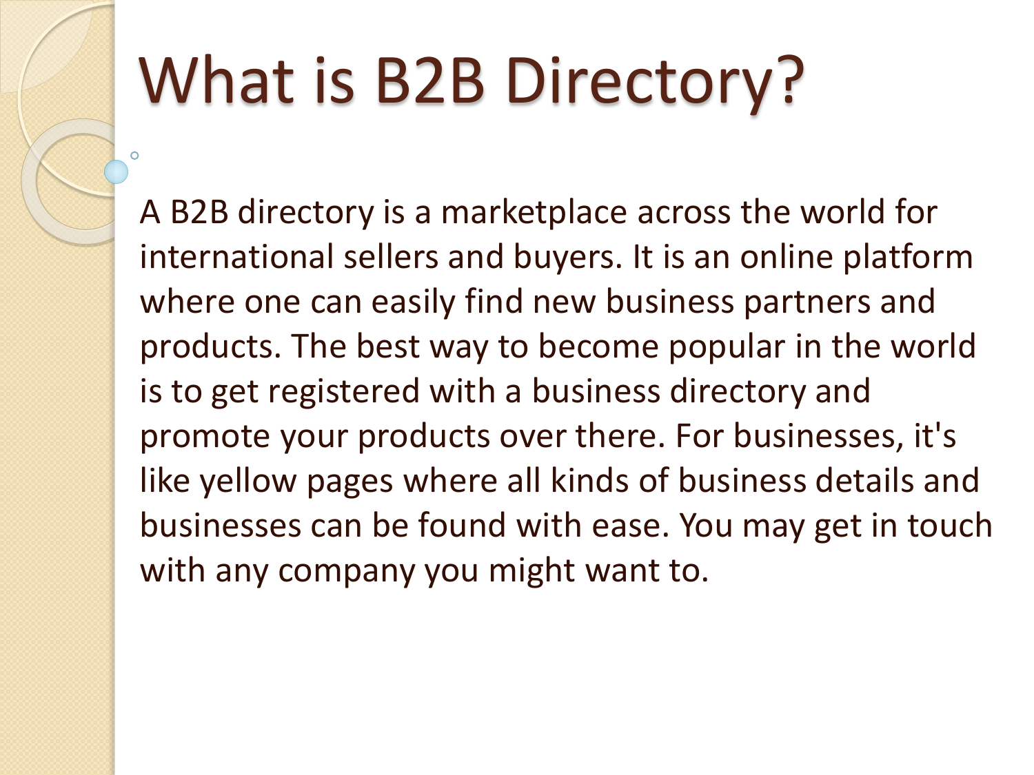# What is B2B Directory?

A B2B directory is a marketplace across the world for international sellers and buyers. It is an online platform where one can easily find new business partners and products. The best way to become popular in the world is to get registered with a business directory and promote your products over there. For businesses, it's like yellow pages where all kinds of business details and businesses can be found with ease. You may get in touch with any company you might want to.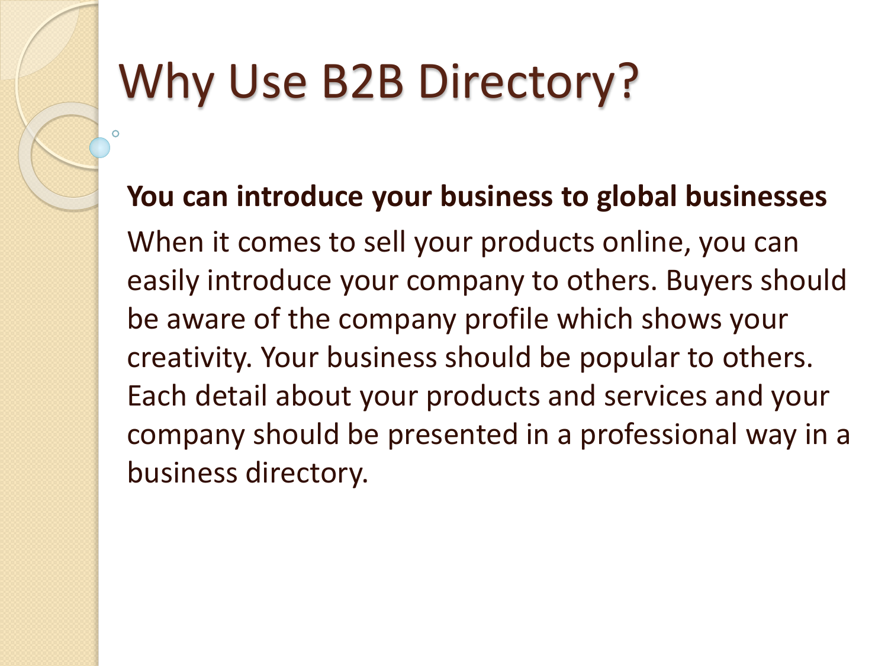# Why Use B2B Directory?

**You can introduce your business to global businesses**

When it comes to sell your products online, you can easily introduce your company to others. Buyers should be aware of the company profile which shows your creativity. Your business should be popular to others. Each detail about your products and services and your company should be presented in a professional way in a business directory.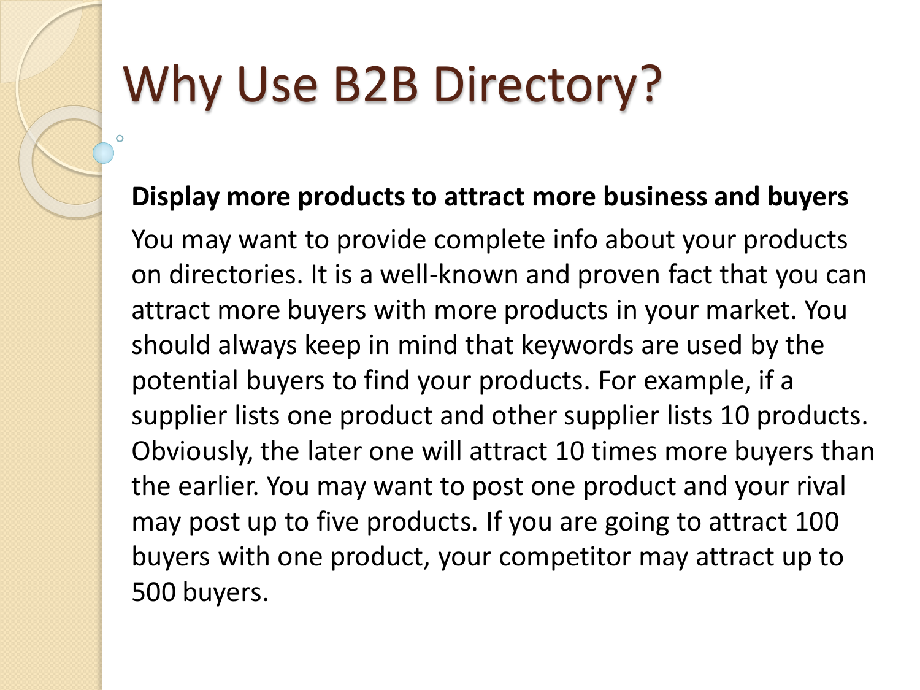# Why Use B2B Directory?

**Display more products to attract more business and buyers**

You may want to provide complete info about your products on directories. It is a well-known and proven fact that you can attract more buyers with more products in your market. You should always keep in mind that keywords are used by the potential buyers to find your products. For example, if a supplier lists one product and other supplier lists 10 products. Obviously, the later one will attract 10 times more buyers than the earlier. You may want to post one product and your rival may post up to five products. If you are going to attract 100 buyers with one product, your competitor may attract up to 500 buyers.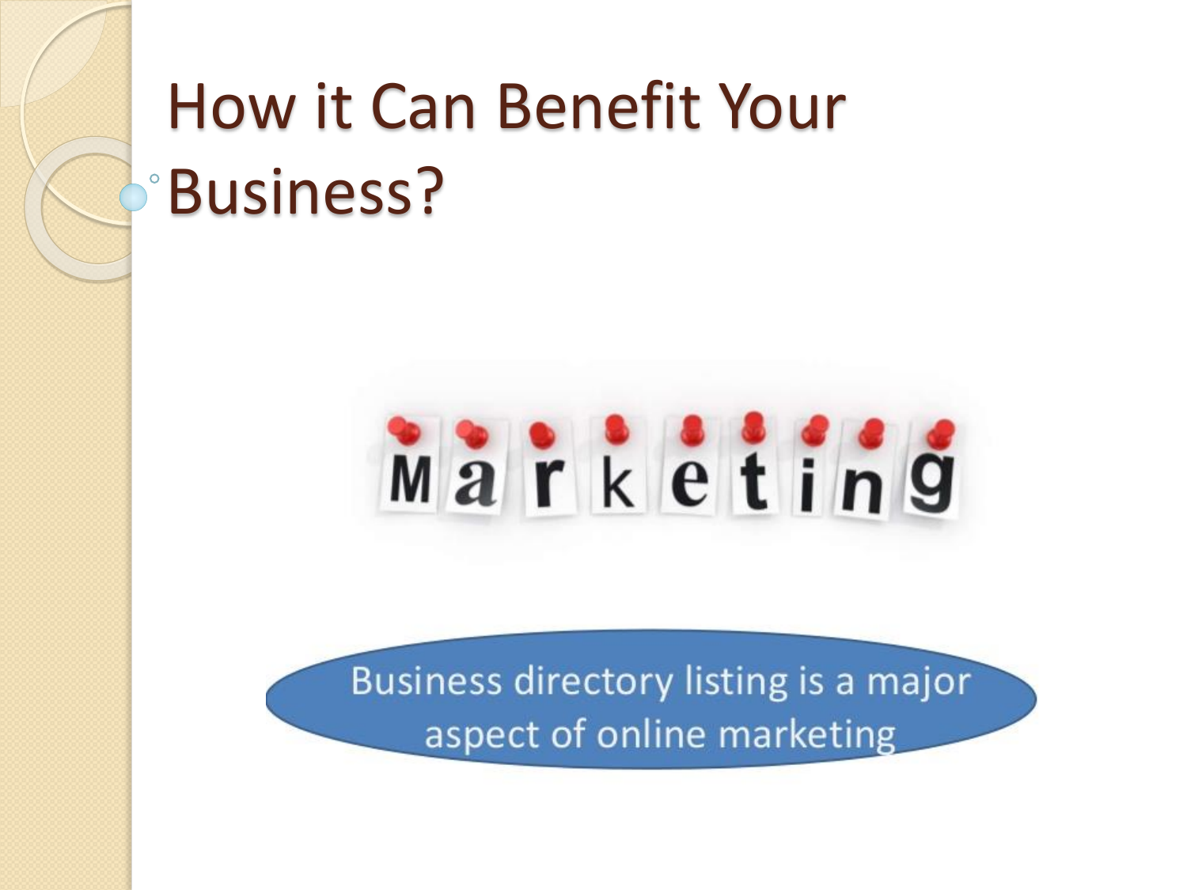# How it Can Benefit Your Business?

Marketing

Business directory listing is a major aspect of online marketing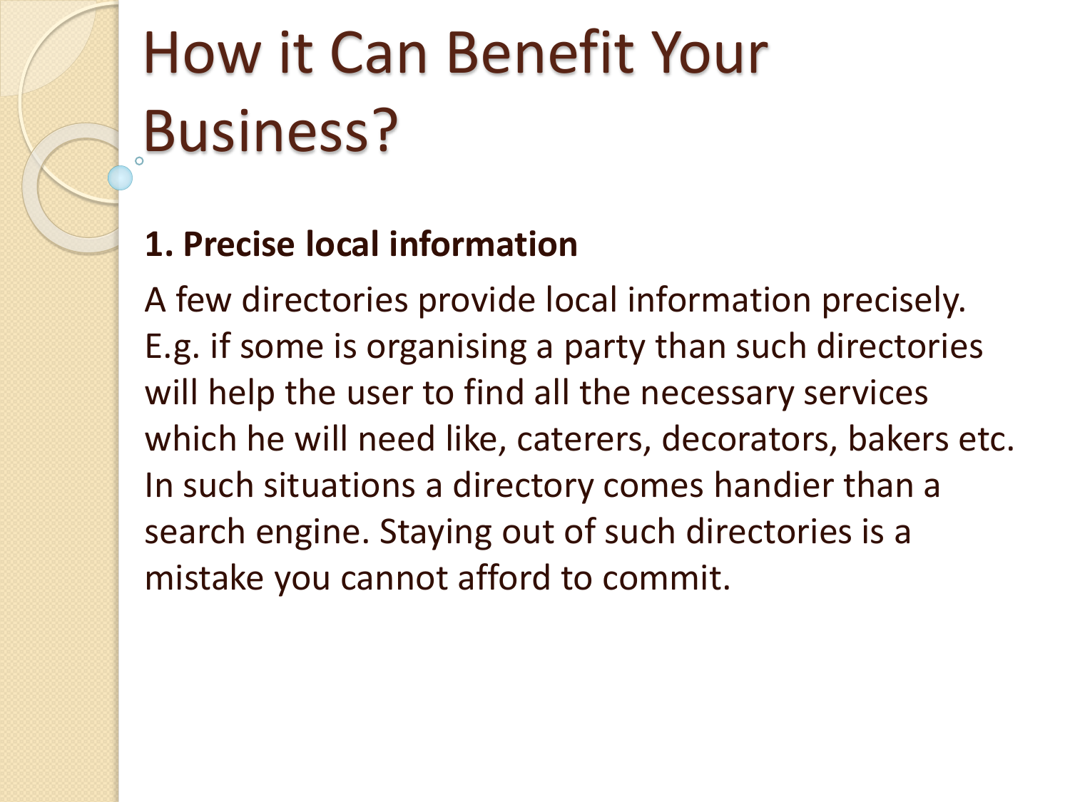# How it Can Benefit Your Business?

**1. Precise local information**

A few directories provide local information precisely. E.g. if some is organising a party than such directories will help the user to find all the necessary services which he will need like, caterers, decorators, bakers etc. In such situations a directory comes handier than a search engine. Staying out of such directories is a mistake you cannot afford to commit.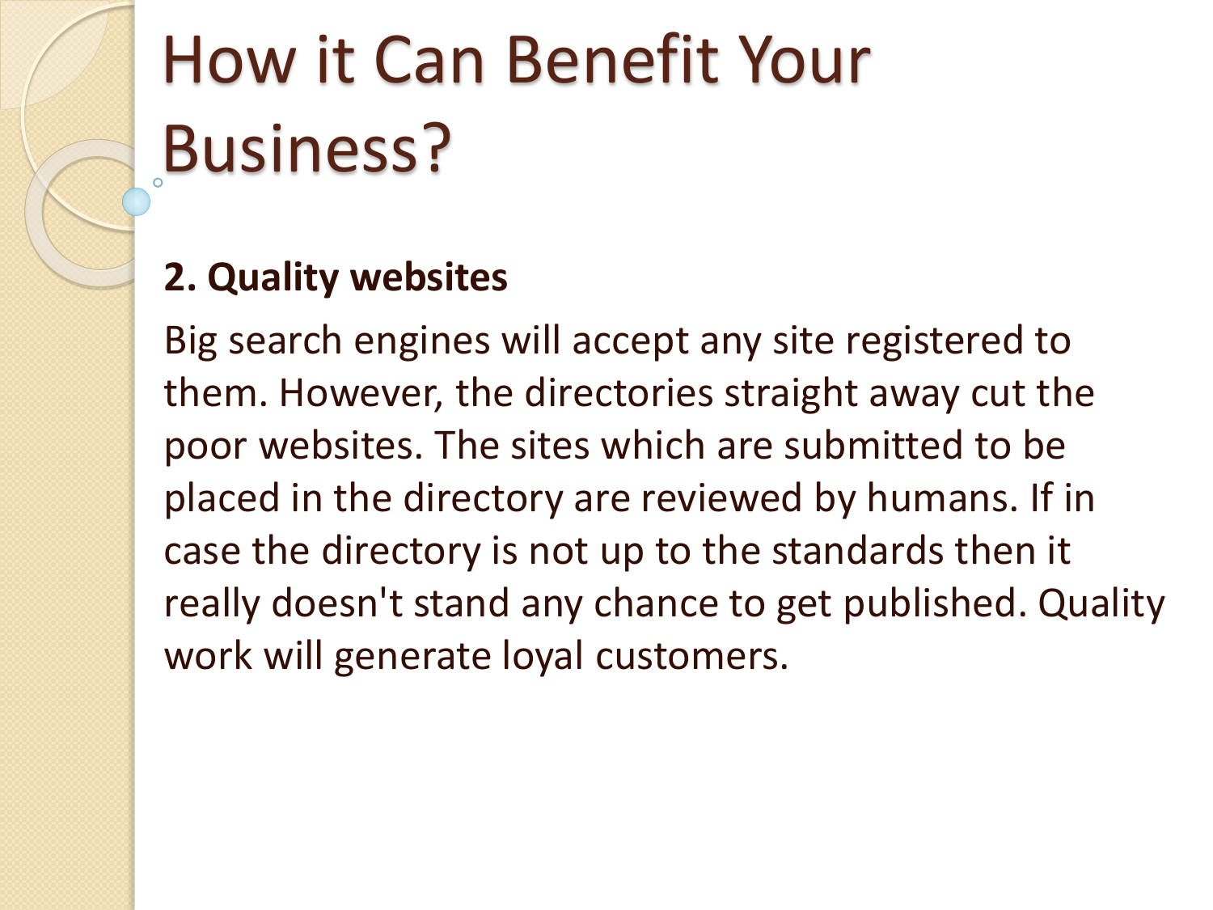# How it Can Benefit Your Business?

**2. Quality websites**

Big search engines will accept any site registered to them. However, the directories straight away cut the poor websites. The sites which are submitted to be placed in the directory are reviewed by humans. If in case the directory is not up to the standards then it really doesn't stand any chance to get published. Quality work will generate loyal customers.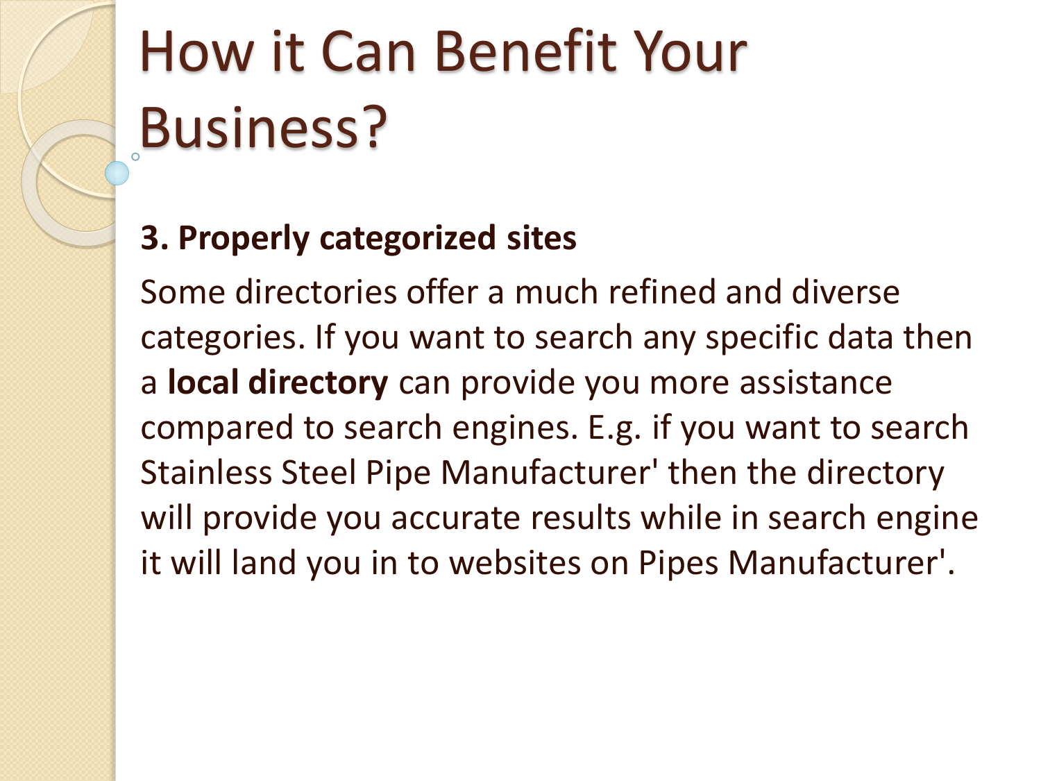# How it Can Benefit Your Business?

**3. Properly categorized sites**

Some directories offer a much refined and diverse categories. If you want to search any specific data then a **local directory** can provide you more assistance compared to search engines. E.g. if you want to search Stainless Steel Pipe Manufacturer' then the directory will provide you accurate results while in search engine it will land you in to websites on Pipes Manufacturer'.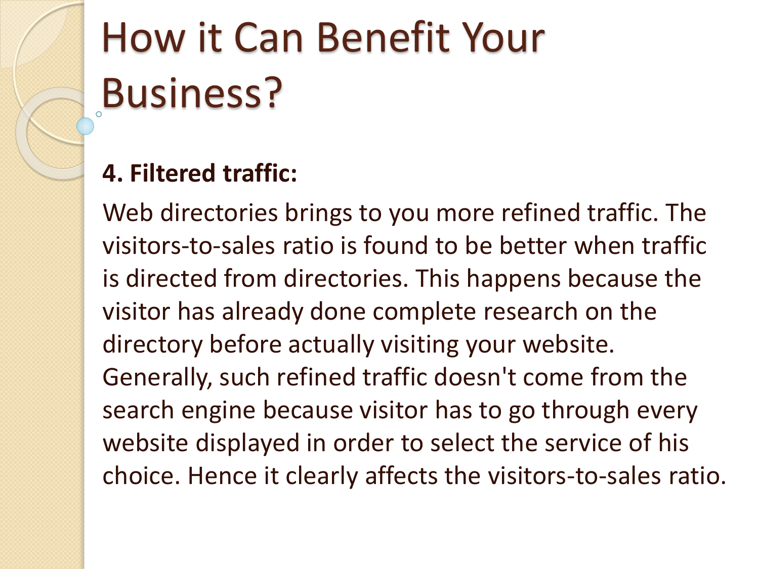# How it Can Benefit Your Business?

**4. Filtered traffic:**

Web directories brings to you more refined traffic. The visitors-to-sales ratio is found to be better when traffic is directed from directories. This happens because the visitor has already done complete research on the directory before actually visiting your website. Generally, such refined traffic doesn't come from the search engine because visitor has to go through every website displayed in order to select the service of his choice. Hence it clearly affects the visitors-to-sales ratio.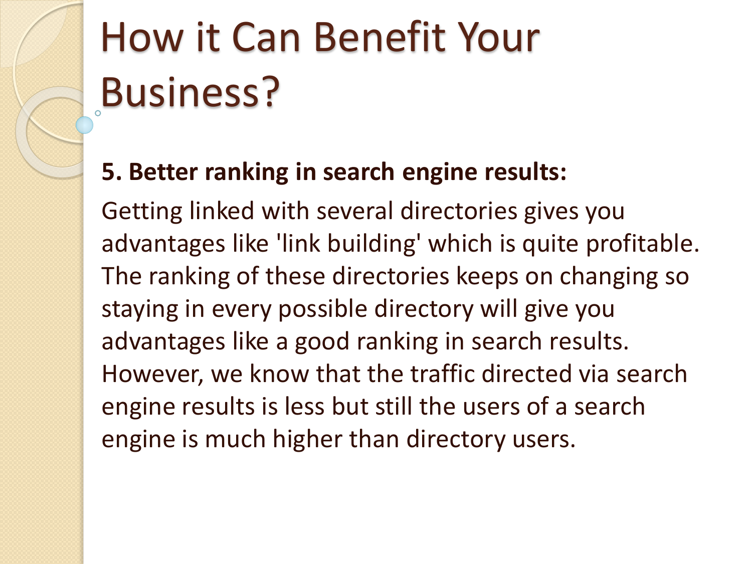# How it Can Benefit Your Business?

**5. Better ranking in search engine results:**

Getting linked with several directories gives you advantages like 'link building' which is quite profitable. The ranking of these directories keeps on changing so staying in every possible directory will give you advantages like a good ranking in search results. However, we know that the traffic directed via search engine results is less but still the users of a search engine is much higher than directory users.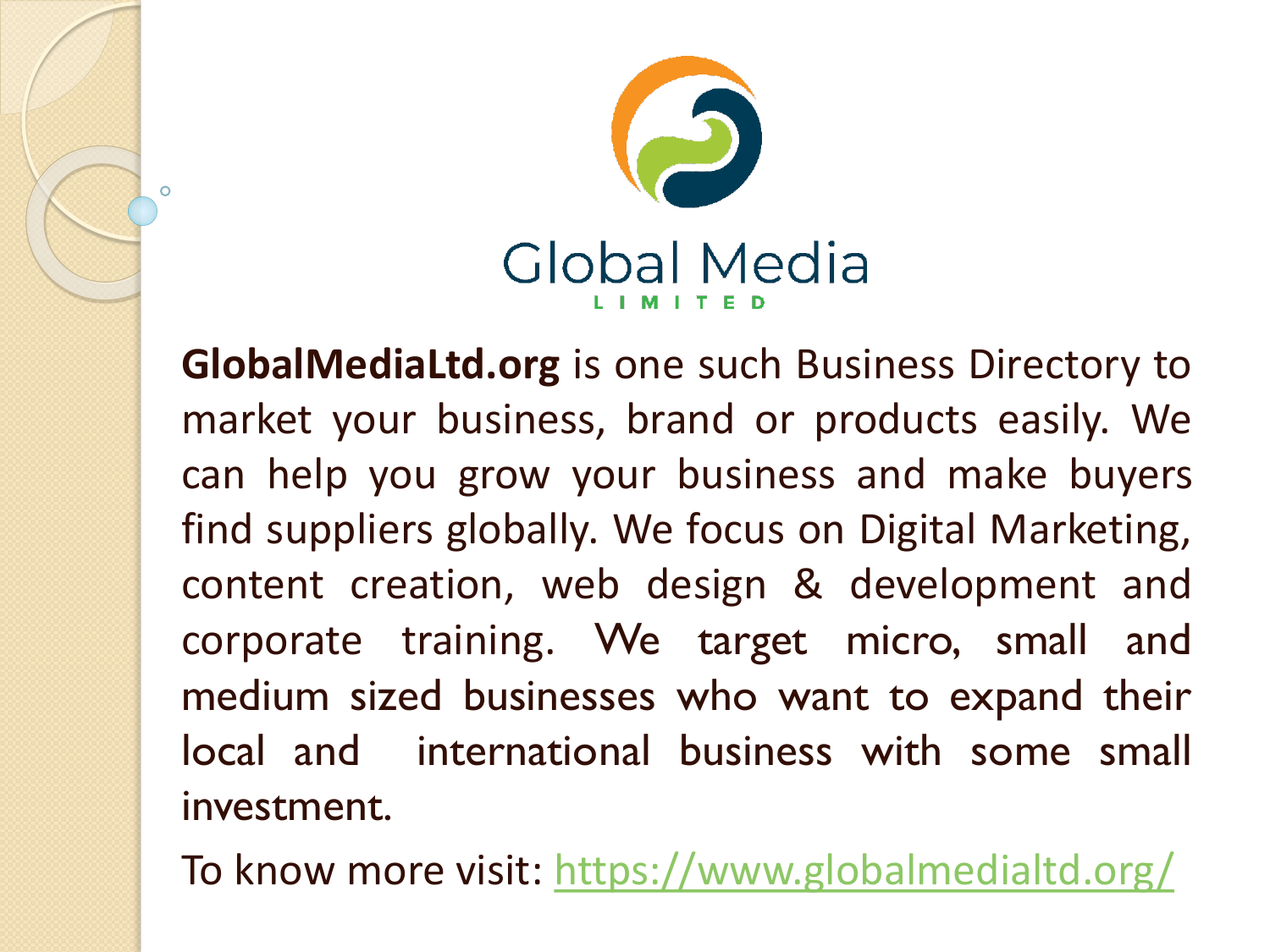Global Media

LIMITED

**GlobalMediaLtd.org** is one such Business Directory to market your business, brand or products easily. We can help you grow your business and make buyers find suppliers globally. We focus on Digital Marketing, content creation, web design & development and corporate training. We target micro, small and medium sized businesses who want to expand their local and international business with some small investment.

To know more visit: https://www.globalmedialtd.org/